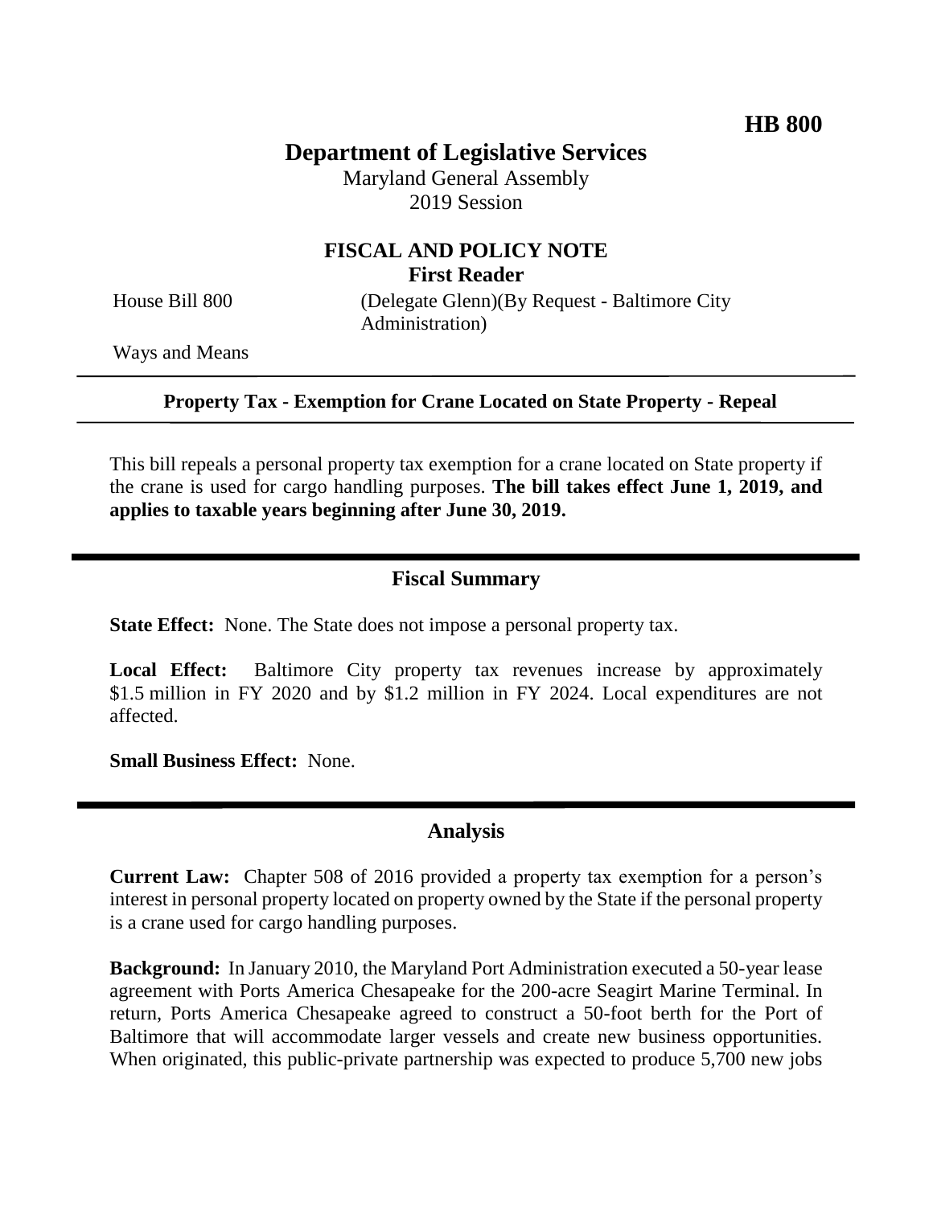**HB 800**

# Department of Legislative Services

Maryland General Assembly
2019 Session

## FISCAL AND POLICY NOTE
**First Reader**

House Bill 800 (Delegate Glenn)(By Request - Baltimore City Administration)

Ways and Means

---

**Property Tax - Exemption for Crane Located on State Property - Repeal**

---

This bill repeals a personal property tax exemption for a crane located on State property if the crane is used for cargo handling purposes. **The bill takes effect June 1, 2019, and applies to taxable years beginning after June 30, 2019.**

---

## Fiscal Summary

**State Effect:** None. The State does not impose a personal property tax.

**Local Effect:** Baltimore City property tax revenues increase by approximately $1.5 million in FY 2020 and by $1.2 million in FY 2024. Local expenditures are not affected.

**Small Business Effect:** None.

---

## Analysis

**Current Law:** Chapter 508 of 2016 provided a property tax exemption for a person's interest in personal property located on property owned by the State if the personal property is a crane used for cargo handling purposes.

**Background:** In January 2010, the Maryland Port Administration executed a 50-year lease agreement with Ports America Chesapeake for the 200-acre Seagirt Marine Terminal. In return, Ports America Chesapeake agreed to construct a 50-foot berth for the Port of Baltimore that will accommodate larger vessels and create new business opportunities. When originated, this public-private partnership was expected to produce 5,700 new jobs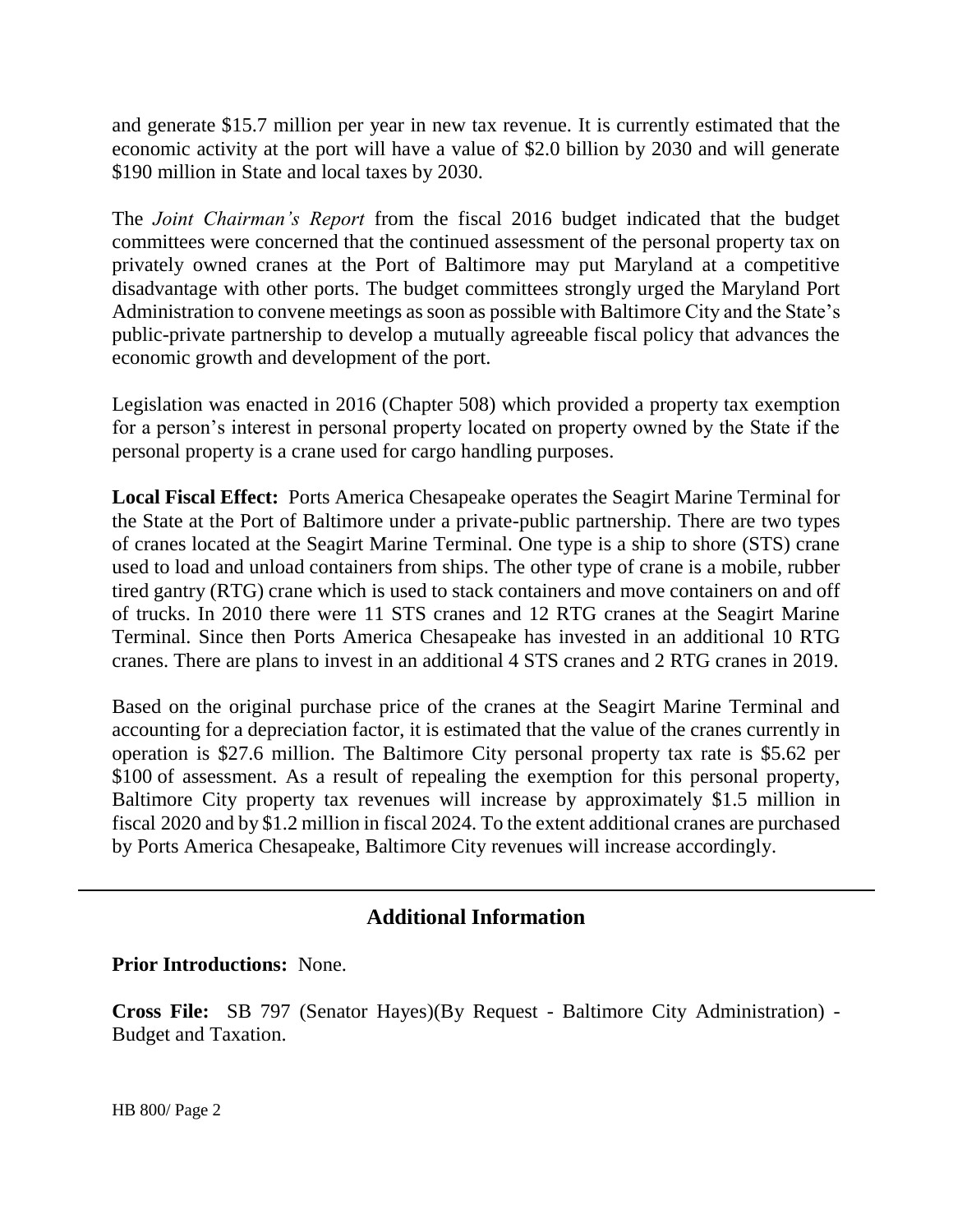and generate $15.7 million per year in new tax revenue. It is currently estimated that the economic activity at the port will have a value of $2.0 billion by 2030 and will generate $190 million in State and local taxes by 2030.

The *Joint Chairman's Report* from the fiscal 2016 budget indicated that the budget committees were concerned that the continued assessment of the personal property tax on privately owned cranes at the Port of Baltimore may put Maryland at a competitive disadvantage with other ports. The budget committees strongly urged the Maryland Port Administration to convene meetings as soon as possible with Baltimore City and the State's public-private partnership to develop a mutually agreeable fiscal policy that advances the economic growth and development of the port.

Legislation was enacted in 2016 (Chapter 508) which provided a property tax exemption for a person's interest in personal property located on property owned by the State if the personal property is a crane used for cargo handling purposes.

**Local Fiscal Effect:** Ports America Chesapeake operates the Seagirt Marine Terminal for the State at the Port of Baltimore under a private-public partnership. There are two types of cranes located at the Seagirt Marine Terminal. One type is a ship to shore (STS) crane used to load and unload containers from ships. The other type of crane is a mobile, rubber tired gantry (RTG) crane which is used to stack containers and move containers on and off of trucks. In 2010 there were 11 STS cranes and 12 RTG cranes at the Seagirt Marine Terminal. Since then Ports America Chesapeake has invested in an additional 10 RTG cranes. There are plans to invest in an additional 4 STS cranes and 2 RTG cranes in 2019.

Based on the original purchase price of the cranes at the Seagirt Marine Terminal and accounting for a depreciation factor, it is estimated that the value of the cranes currently in operation is $27.6 million. The Baltimore City personal property tax rate is $5.62 per $100 of assessment. As a result of repealing the exemption for this personal property, Baltimore City property tax revenues will increase by approximately $1.5 million in fiscal 2020 and by $1.2 million in fiscal 2024. To the extent additional cranes are purchased by Ports America Chesapeake, Baltimore City revenues will increase accordingly.

---

## Additional Information

**Prior Introductions:** None.

**Cross File:** SB 797 (Senator Hayes)(By Request - Baltimore City Administration) - Budget and Taxation.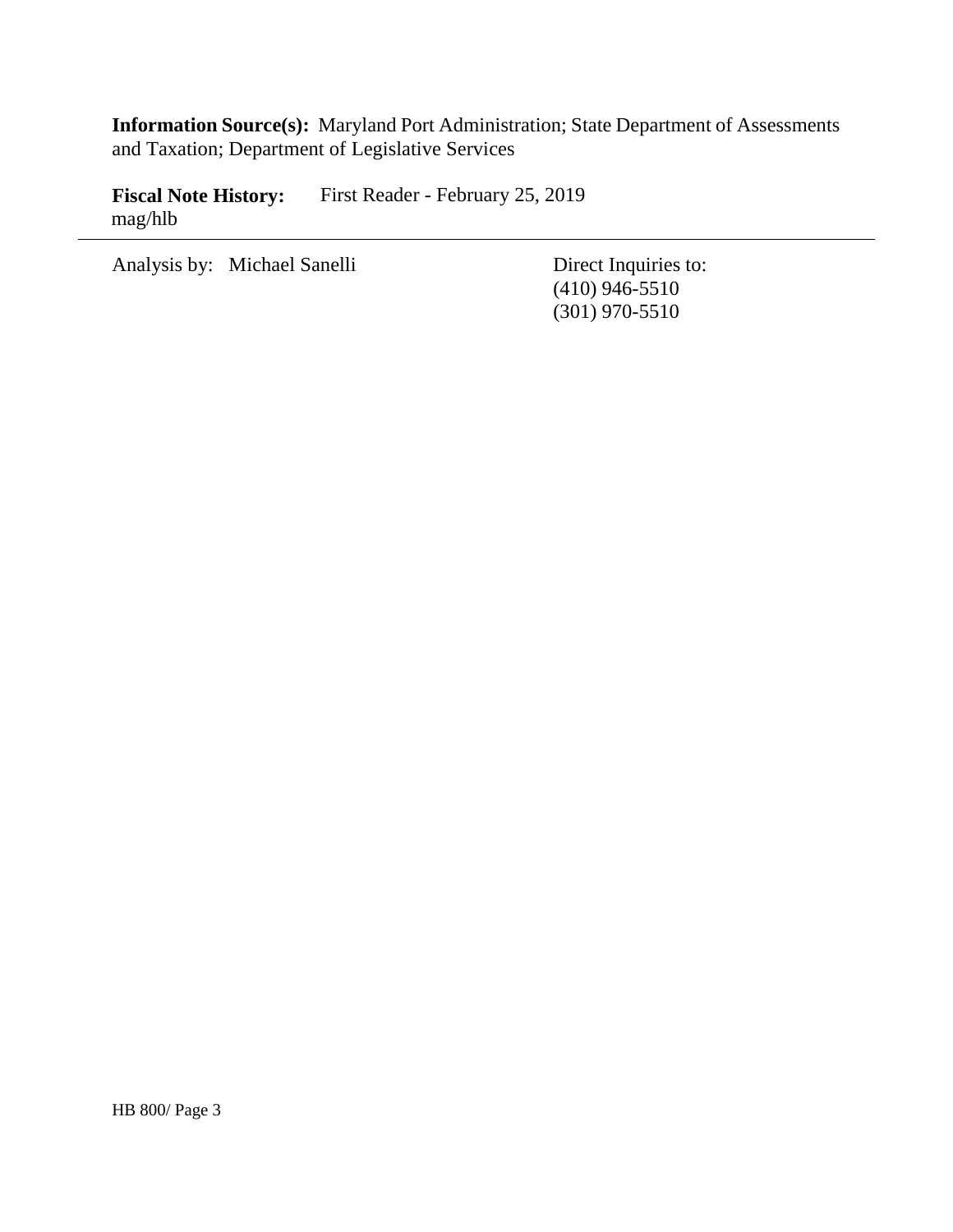**Information Source(s):** Maryland Port Administration; State Department of Assessments and Taxation; Department of Legislative Services

**Fiscal Note History:** First Reader - February 25, 2019
mag/hlb

---

Analysis by: Michael Sanelli

Direct Inquiries to:
(410) 946-5510
(301) 970-5510